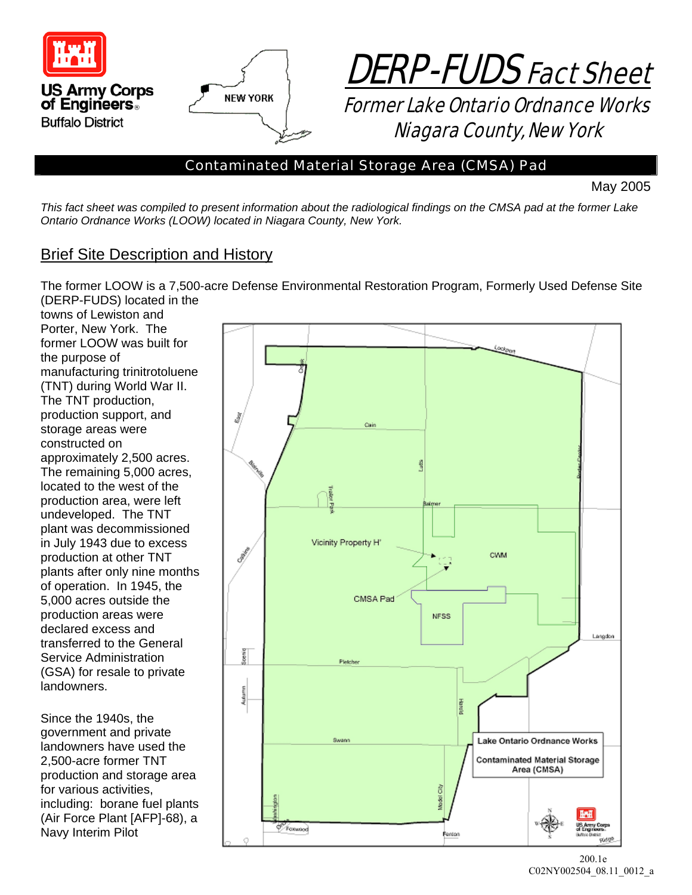US Army Corps of Engineers
Buffalo District

# DERP-FUDS Fact Sheet

## Former Lake Ontario Ordnance Works
## Niagara County, New York

### Contaminated Material Storage Area (CMSA) Pad

May 2005

*This fact sheet was compiled to present information about the radiological findings on the CMSA pad at the former Lake Ontario Ordnance Works (LOOW) located in Niagara County, New York.*

## Brief Site Description and History

The former LOOW is a 7,500-acre Defense Environmental Restoration Program, Formerly Used Defense Site (DERP-FUDS) located in the towns of Lewiston and Porter, New York. The former LOOW was built for the purpose of manufacturing trinitrotoluene (TNT) during World War II. The TNT production, production support, and storage areas were constructed on approximately 2,500 acres. The remaining 5,000 acres, located to the west of the production area, were left undeveloped. The TNT plant was decommissioned in July 1943 due to excess production at other TNT plants after only nine months of operation. In 1945, the 5,000 acres outside the production areas were declared excess and transferred to the General Service Administration (GSA) for resale to private landowners.

Since the 1940s, the government and private landowners have used the 2,500-acre former TNT production and storage area for various activities, including: borane fuel plants (Air Force Plant [AFP]-68), a Navy Interim Pilot

Lake Ontario Ordnance Works
Contaminated Material Storage Area (CMSA)

200.1e
C02NY002504_08.11_0012_a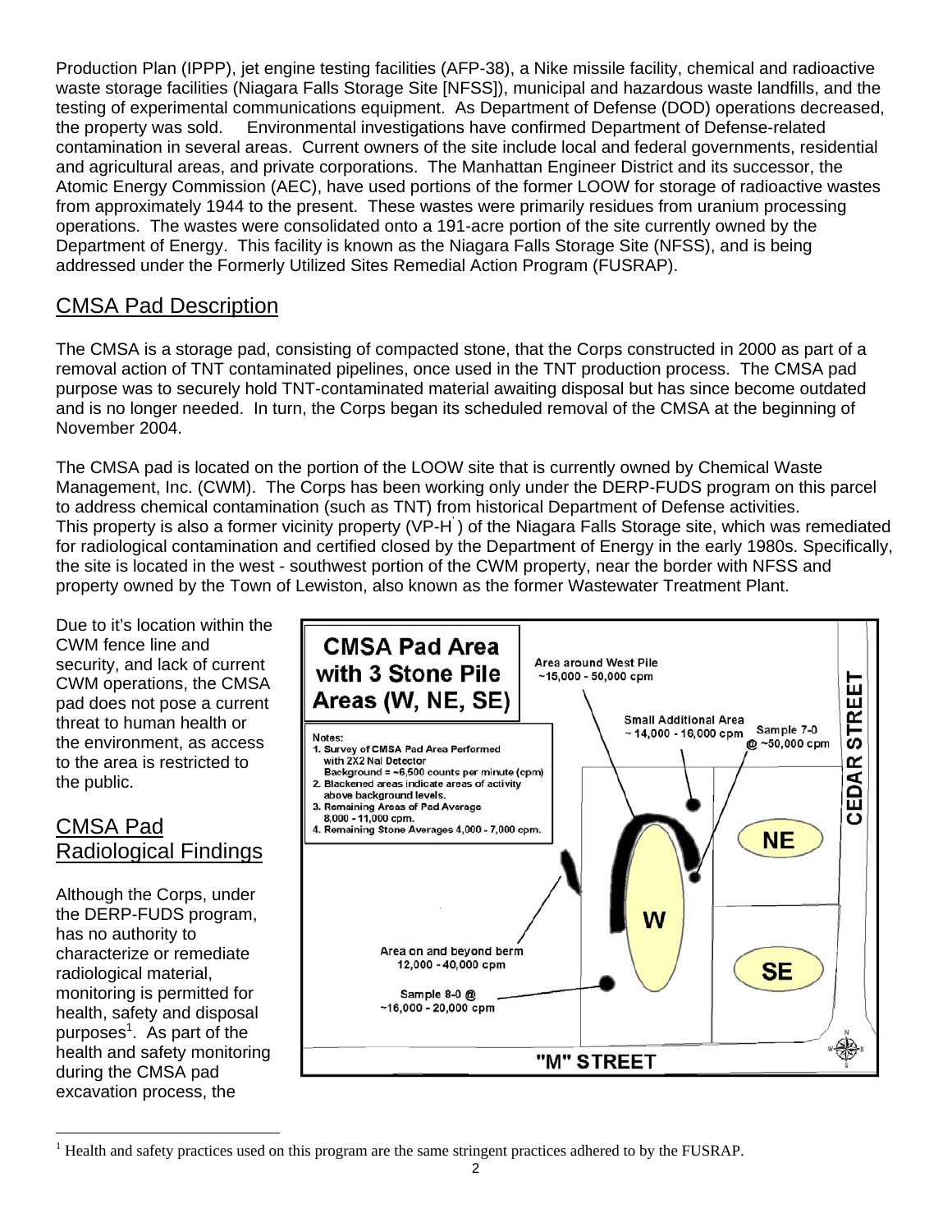Production Plan (IPPP), jet engine testing facilities (AFP-38), a Nike missile facility, chemical and radioactive waste storage facilities (Niagara Falls Storage Site [NFSS]), municipal and hazardous waste landfills, and the testing of experimental communications equipment. As Department of Defense (DOD) operations decreased, the property was sold. Environmental investigations have confirmed Department of Defense-related contamination in several areas. Current owners of the site include local and federal governments, residential and agricultural areas, and private corporations. The Manhattan Engineer District and its successor, the Atomic Energy Commission (AEC), have used portions of the former LOOW for storage of radioactive wastes from approximately 1944 to the present. These wastes were primarily residues from uranium processing operations. The wastes were consolidated onto a 191-acre portion of the site currently owned by the Department of Energy. This facility is known as the Niagara Falls Storage Site (NFSS), and is being addressed under the Formerly Utilized Sites Remedial Action Program (FUSRAP).

## CMSA Pad Description

The CMSA is a storage pad, consisting of compacted stone, that the Corps constructed in 2000 as part of a removal action of TNT contaminated pipelines, once used in the TNT production process. The CMSA pad purpose was to securely hold TNT-contaminated material awaiting disposal but has since become outdated and is no longer needed. In turn, the Corps began its scheduled removal of the CMSA at the beginning of November 2004.

The CMSA pad is located on the portion of the LOOW site that is currently owned by Chemical Waste Management, Inc. (CWM). The Corps has been working only under the DERP-FUDS program on this parcel to address chemical contamination (such as TNT) from historical Department of Defense activities. This property is also a former vicinity property (VP-H') of the Niagara Falls Storage site, which was remediated for radiological contamination and certified closed by the Department of Energy in the early 1980s. Specifically, the site is located in the west - southwest portion of the CWM property, near the border with NFSS and property owned by the Town of Lewiston, also known as the former Wastewater Treatment Plant.

Due to it's location within the CWM fence line and security, and lack of current CWM operations, the CMSA pad does not pose a current threat to human health or the environment, as access to the area is restricted to the public.

**CMSA Pad Area with 3 Stone Pile Areas (W, NE, SE)**

Notes:
1. Survey of CMSA Pad Area Performed with 2X2 NaI Detector Background = ~6,500 counts per minute (cpm)
2. Blackened areas indicate areas of activity above background levels.
3. Remaining Areas of Pad Average 8,000 - 11,000 cpm.
4. Remaining Stone Averages 4,000 - 7,000 cpm.

Area around West Pile ~15,000 - 50,000 cpm

Small Additional Area ~ 14,000 - 16,000 cpm

Sample 7-0 @ ~50,000 cpm

Area on and beyond berm 12,000 - 40,000 cpm

Sample 8-0 @ ~16,000 - 20,000 cpm

W — NE — SE — CEDAR STREET — "M" STREET

## CMSA Pad Radiological Findings

Although the Corps, under the DERP-FUDS program, has no authority to characterize or remediate radiological material, monitoring is permitted for health, safety and disposal purposes[1]. As part of the health and safety monitoring during the CMSA pad excavation process, the

[1] Health and safety practices used on this program are the same stringent practices adhered to by the FUSRAP.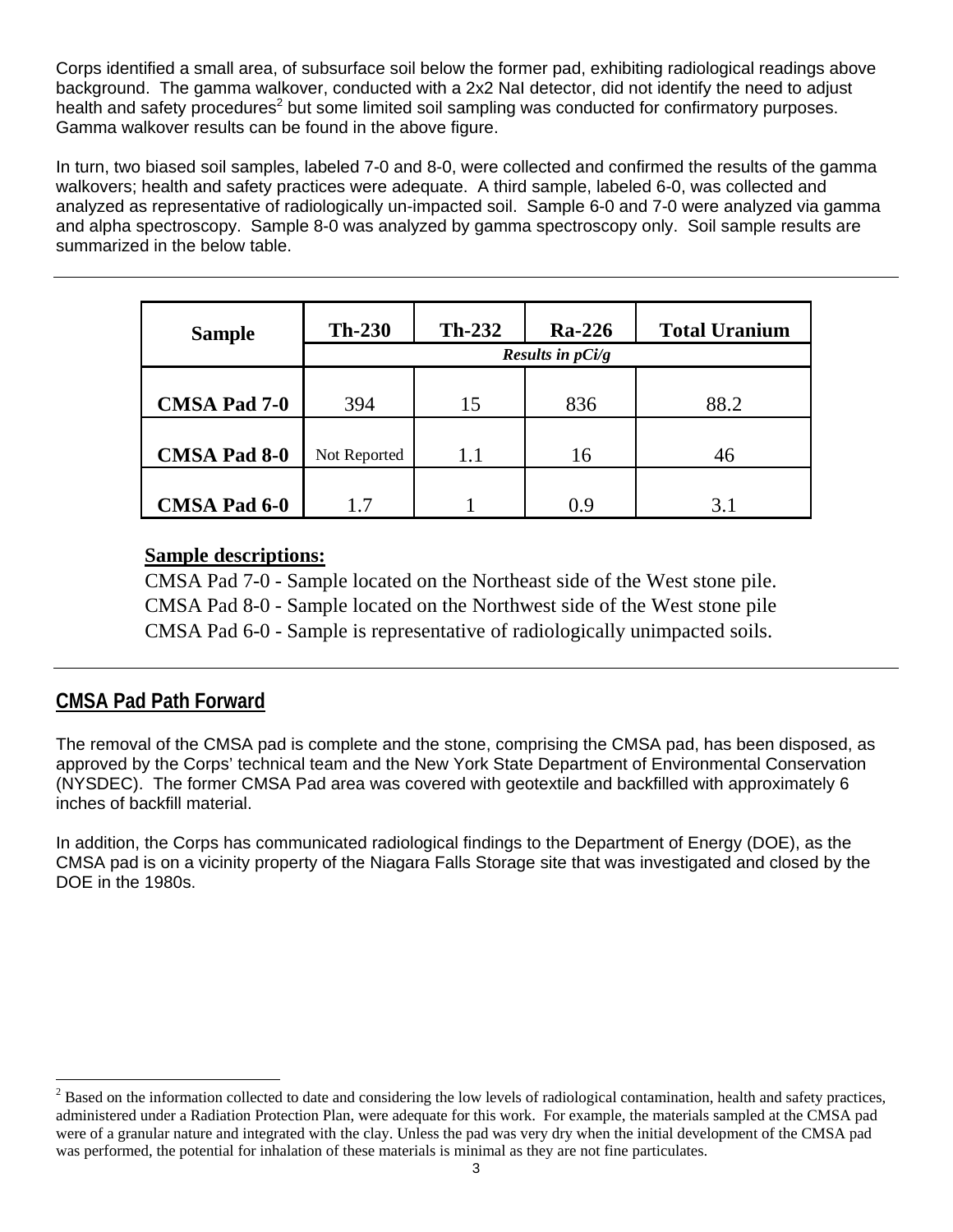Corps identified a small area, of subsurface soil below the former pad, exhibiting radiological readings above background. The gamma walkover, conducted with a 2x2 NaI detector, did not identify the need to adjust health and safety procedures[2] but some limited soil sampling was conducted for confirmatory purposes. Gamma walkover results can be found in the above figure.

In turn, two biased soil samples, labeled 7-0 and 8-0, were collected and confirmed the results of the gamma walkovers; health and safety practices were adequate. A third sample, labeled 6-0, was collected and analyzed as representative of radiologically un-impacted soil. Sample 6-0 and 7-0 were analyzed via gamma and alpha spectroscopy. Sample 8-0 was analyzed by gamma spectroscopy only. Soil sample results are summarized in the below table.

| Sample | Th-230 | Th-232 | Ra-226 | Total Uranium |
|---|---|---|---|---|
| | *Results in pCi/g* | | | |
| **CMSA Pad 7-0** | 394 | 15 | 836 | 88.2 |
| **CMSA Pad 8-0** | Not Reported | 1.1 | 16 | 46 |
| **CMSA Pad 6-0** | 1.7 | 1 | 0.9 | 3.1 |

**Sample descriptions:**

CMSA Pad 7-0 - Sample located on the Northeast side of the West stone pile.
CMSA Pad 8-0 - Sample located on the Northwest side of the West stone pile
CMSA Pad 6-0 - Sample is representative of radiologically unimpacted soils.

## CMSA Pad Path Forward

The removal of the CMSA pad is complete and the stone, comprising the CMSA pad, has been disposed, as approved by the Corps' technical team and the New York State Department of Environmental Conservation (NYSDEC). The former CMSA Pad area was covered with geotextile and backfilled with approximately 6 inches of backfill material.

In addition, the Corps has communicated radiological findings to the Department of Energy (DOE), as the CMSA pad is on a vicinity property of the Niagara Falls Storage site that was investigated and closed by the DOE in the 1980s.

[2] Based on the information collected to date and considering the low levels of radiological contamination, health and safety practices, administered under a Radiation Protection Plan, were adequate for this work. For example, the materials sampled at the CMSA pad were of a granular nature and integrated with the clay. Unless the pad was very dry when the initial development of the CMSA pad was performed, the potential for inhalation of these materials is minimal as they are not fine particulates.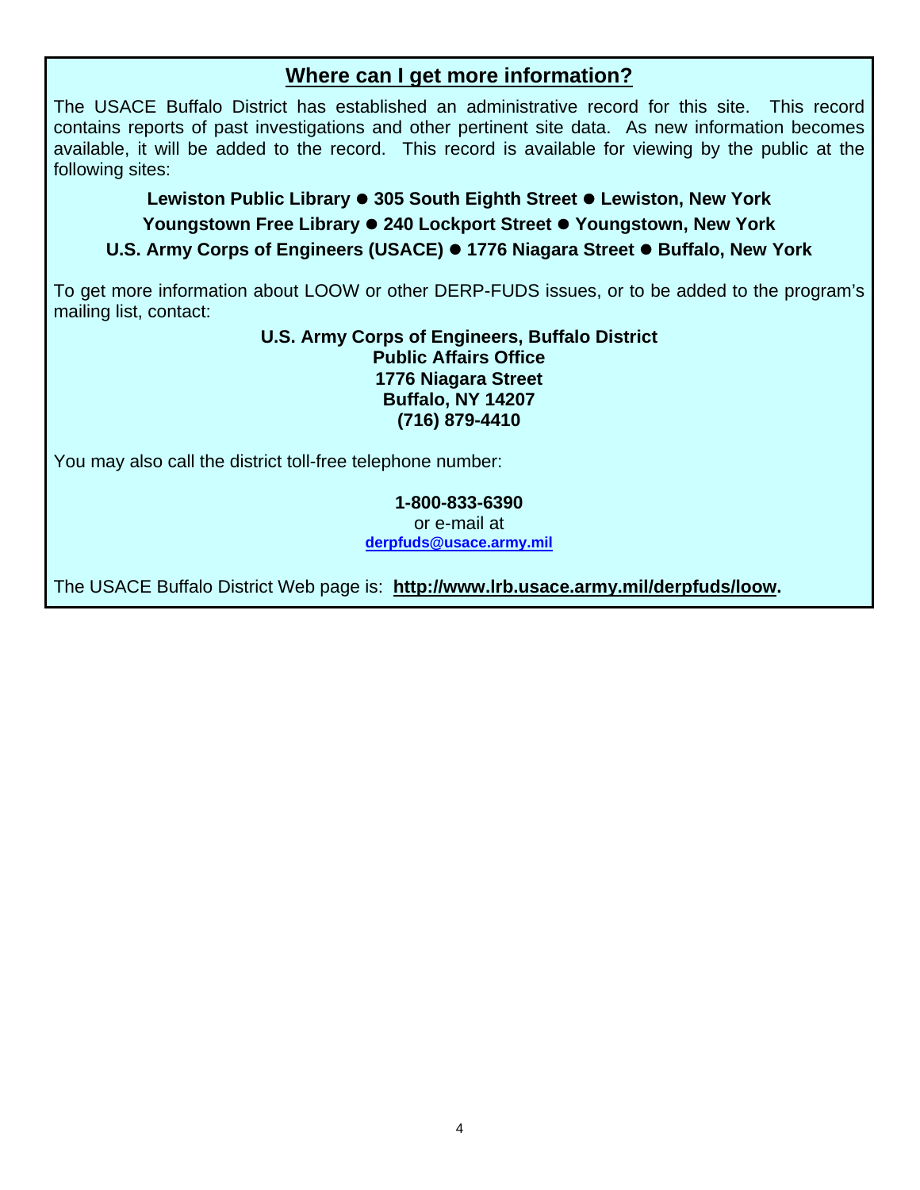## Where can I get more information?

The USACE Buffalo District has established an administrative record for this site. This record contains reports of past investigations and other pertinent site data. As new information becomes available, it will be added to the record. This record is available for viewing by the public at the following sites:

**Lewiston Public Library ● 305 South Eighth Street ● Lewiston, New York**

**Youngstown Free Library ● 240 Lockport Street ● Youngstown, New York**

**U.S. Army Corps of Engineers (USACE) ● 1776 Niagara Street ● Buffalo, New York**

To get more information about LOOW or other DERP-FUDS issues, or to be added to the program's mailing list, contact:

**U.S. Army Corps of Engineers, Buffalo District**
**Public Affairs Office**
**1776 Niagara Street**
**Buffalo, NY 14207**
**(716) 879-4410**

You may also call the district toll-free telephone number:

**1-800-833-6390**
or e-mail at
**derpfuds@usace.army.mil**

The USACE Buffalo District Web page is: **http://www.lrb.usace.army.mil/derpfuds/loow.**